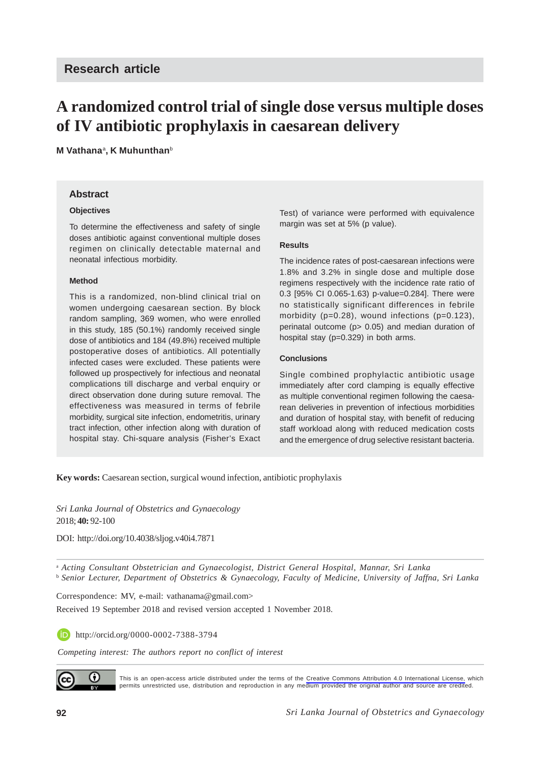Research article

# A randomized control trial of single dose versus multiple doses of IV antibiotic prophylaxis in caesarean delivery

**M Vathana**[a], **K Muhunthan**[b]

## Abstract

### Objectives

To determine the effectiveness and safety of single doses antibiotic against conventional multiple doses regimen on clinically detectable maternal and neonatal infectious morbidity.

### Method

This is a randomized, non-blind clinical trial on women undergoing caesarean section. By block random sampling, 369 women, who were enrolled in this study, 185 (50.1%) randomly received single dose of antibiotics and 184 (49.8%) received multiple postoperative doses of antibiotics. All potentially infected cases were excluded. These patients were followed up prospectively for infectious and neonatal complications till discharge and verbal enquiry or direct observation done during suture removal. The effectiveness was measured in terms of febrile morbidity, surgical site infection, endometritis, urinary tract infection, other infection along with duration of hospital stay. Chi-square analysis (Fisher's Exact Test) of variance were performed with equivalence margin was set at 5% (p value).

### Results

The incidence rates of post-caesarean infections were 1.8% and 3.2% in single dose and multiple dose regimens respectively with the incidence rate ratio of 0.3 [95% CI 0.065-1.63) p-value=0.284]. There were no statistically significant differences in febrile morbidity (p=0.28), wound infections (p=0.123), perinatal outcome (p> 0.05) and median duration of hospital stay (p=0.329) in both arms.

### Conclusions

Single combined prophylactic antibiotic usage immediately after cord clamping is equally effective as multiple conventional regimen following the caesarean deliveries in prevention of infectious morbidities and duration of hospital stay, with benefit of reducing staff workload along with reduced medication costs and the emergence of drug selective resistant bacteria.

**Key words:** Caesarean section, surgical wound infection, antibiotic prophylaxis

*Sri Lanka Journal of Obstetrics and Gynaecology* 2018; **40:** 92-100

DOI: http://doi.org/10.4038/sljog.v40i4.7871

[a] *Acting Consultant Obstetrician and Gynaecologist, District General Hospital, Mannar, Sri Lanka*

[b] *Senior Lecturer, Department of Obstetrics & Gynaecology, Faculty of Medicine, University of Jaffna, Sri Lanka*

Correspondence: MV, e-mail: vathanama@gmail.com>

Received 19 September 2018 and revised version accepted 1 November 2018.

http://orcid.org/0000-0002-7388-3794

*Competing interest: The authors report no conflict of interest*

This is an open-access article distributed under the terms of the Creative Commons Attribution 4.0 International License, which permits unrestricted use, distribution and reproduction in any medium provided the original author and source are credited.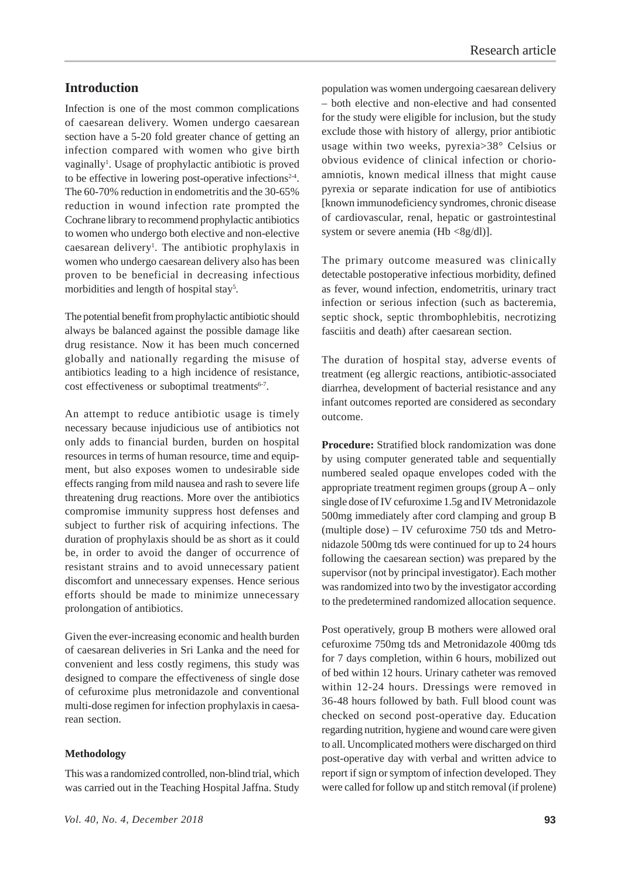## Introduction

Infection is one of the most common complications of caesarean delivery. Women undergo caesarean section have a 5-20 fold greater chance of getting an infection compared with women who give birth vaginally[1]. Usage of prophylactic antibiotic is proved to be effective in lowering post-operative infections[2-4]. The 60-70% reduction in endometritis and the 30-65% reduction in wound infection rate prompted the Cochrane library to recommend prophylactic antibiotics to women who undergo both elective and non-elective caesarean delivery[1]. The antibiotic prophylaxis in women who undergo caesarean delivery also has been proven to be beneficial in decreasing infectious morbidities and length of hospital stay[5].

The potential benefit from prophylactic antibiotic should always be balanced against the possible damage like drug resistance. Now it has been much concerned globally and nationally regarding the misuse of antibiotics leading to a high incidence of resistance, cost effectiveness or suboptimal treatments[6-7].

An attempt to reduce antibiotic usage is timely necessary because injudicious use of antibiotics not only adds to financial burden, burden on hospital resources in terms of human resource, time and equipment, but also exposes women to undesirable side effects ranging from mild nausea and rash to severe life threatening drug reactions. More over the antibiotics compromise immunity suppress host defenses and subject to further risk of acquiring infections. The duration of prophylaxis should be as short as it could be, in order to avoid the danger of occurrence of resistant strains and to avoid unnecessary patient discomfort and unnecessary expenses. Hence serious efforts should be made to minimize unnecessary prolongation of antibiotics.

Given the ever-increasing economic and health burden of caesarean deliveries in Sri Lanka and the need for convenient and less costly regimens, this study was designed to compare the effectiveness of single dose of cefuroxime plus metronidazole and conventional multi-dose regimen for infection prophylaxis in caesarean section.

### Methodology

This was a randomized controlled, non-blind trial, which was carried out in the Teaching Hospital Jaffna. Study population was women undergoing caesarean delivery – both elective and non-elective and had consented for the study were eligible for inclusion, but the study exclude those with history of allergy, prior antibiotic usage within two weeks, pyrexia>38° Celsius or obvious evidence of clinical infection or chorio-amniotis, known medical illness that might cause pyrexia or separate indication for use of antibiotics [known immunodeficiency syndromes, chronic disease of cardiovascular, renal, hepatic or gastrointestinal system or severe anemia (Hb <8g/dl)].

The primary outcome measured was clinically detectable postoperative infectious morbidity, defined as fever, wound infection, endometritis, urinary tract infection or serious infection (such as bacteremia, septic shock, septic thrombophlebitis, necrotizing fasciitis and death) after caesarean section.

The duration of hospital stay, adverse events of treatment (eg allergic reactions, antibiotic-associated diarrhea, development of bacterial resistance and any infant outcomes reported are considered as secondary outcome.

**Procedure:** Stratified block randomization was done by using computer generated table and sequentially numbered sealed opaque envelopes coded with the appropriate treatment regimen groups (group A – only single dose of IV cefuroxime 1.5g and IV Metronidazole 500mg immediately after cord clamping and group B (multiple dose) – IV cefuroxime 750 tds and Metronidazole 500mg tds were continued for up to 24 hours following the caesarean section) was prepared by the supervisor (not by principal investigator). Each mother was randomized into two by the investigator according to the predetermined randomized allocation sequence.

Post operatively, group B mothers were allowed oral cefuroxime 750mg tds and Metronidazole 400mg tds for 7 days completion, within 6 hours, mobilized out of bed within 12 hours. Urinary catheter was removed within 12-24 hours. Dressings were removed in 36-48 hours followed by bath. Full blood count was checked on second post-operative day. Education regarding nutrition, hygiene and wound care were given to all. Uncomplicated mothers were discharged on third post-operative day with verbal and written advice to report if sign or symptom of infection developed. They were called for follow up and stitch removal (if prolene)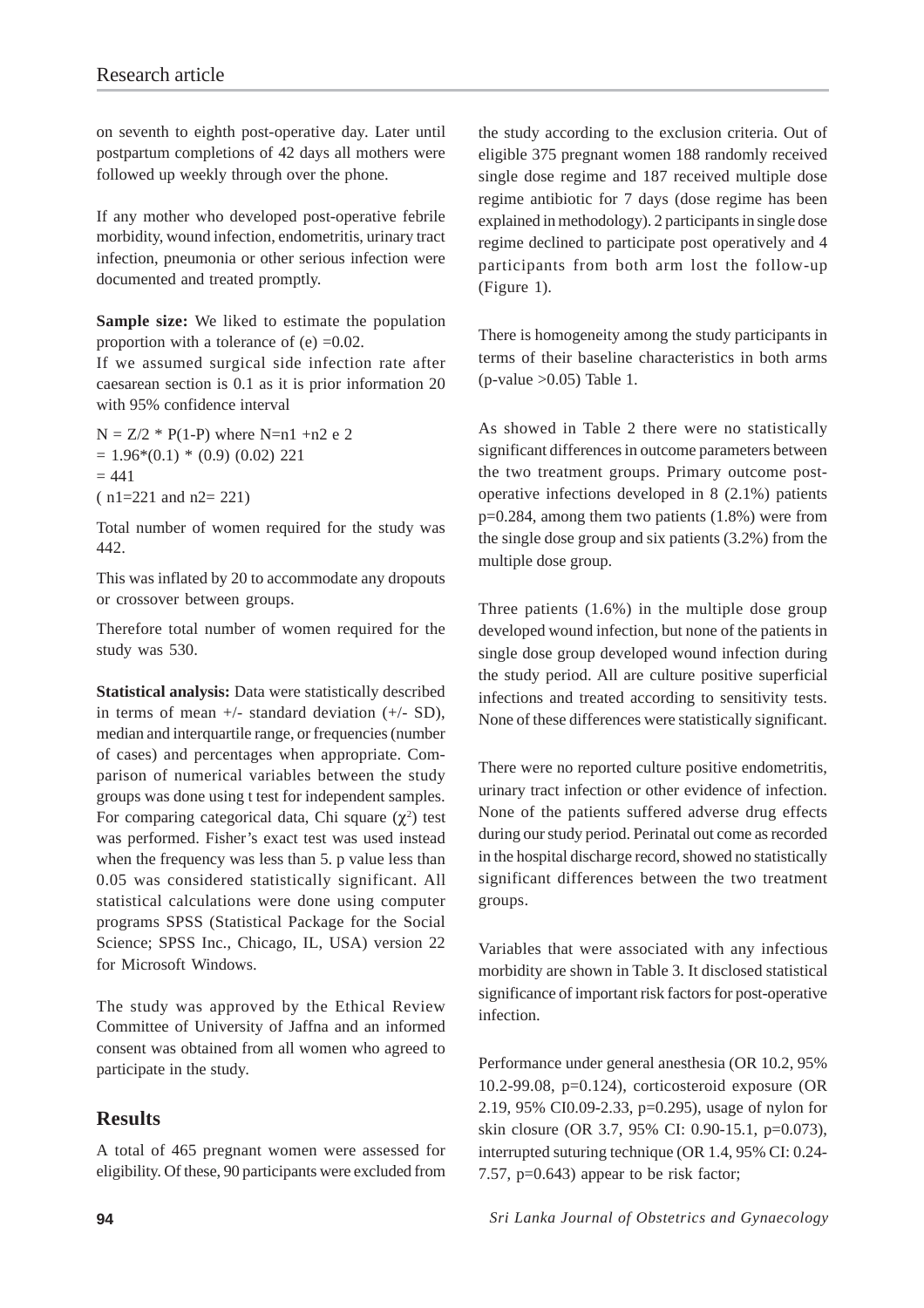on seventh to eighth post-operative day. Later until postpartum completions of 42 days all mothers were followed up weekly through over the phone.

If any mother who developed post-operative febrile morbidity, wound infection, endometritis, urinary tract infection, pneumonia or other serious infection were documented and treated promptly.

**Sample size:** We liked to estimate the population proportion with a tolerance of (e) =0.02.

If we assumed surgical side infection rate after caesarean section is 0.1 as it is prior information 20 with 95% confidence interval

N = Z/2 * P(1-P) where N=n1 +n2 e 2
= 1.96*(0.1) * (0.9) (0.02) 221
= 441
( n1=221 and n2= 221)

Total number of women required for the study was 442.

This was inflated by 20 to accommodate any dropouts or crossover between groups.

Therefore total number of women required for the study was 530.

**Statistical analysis:** Data were statistically described in terms of mean +/- standard deviation (+/- SD), median and interquartile range, or frequencies (number of cases) and percentages when appropriate. Comparison of numerical variables between the study groups was done using t test for independent samples. For comparing categorical data, Chi square ($\chi^2$) test was performed. Fisher's exact test was used instead when the frequency was less than 5. p value less than 0.05 was considered statistically significant. All statistical calculations were done using computer programs SPSS (Statistical Package for the Social Science; SPSS Inc., Chicago, IL, USA) version 22 for Microsoft Windows.

The study was approved by the Ethical Review Committee of University of Jaffna and an informed consent was obtained from all women who agreed to participate in the study.

## Results

A total of 465 pregnant women were assessed for eligibility. Of these, 90 participants were excluded from the study according to the exclusion criteria. Out of eligible 375 pregnant women 188 randomly received single dose regime and 187 received multiple dose regime antibiotic for 7 days (dose regime has been explained in methodology). 2 participants in single dose regime declined to participate post operatively and 4 participants from both arm lost the follow-up (Figure 1).

There is homogeneity among the study participants in terms of their baseline characteristics in both arms (p-value >0.05) Table 1.

As showed in Table 2 there were no statistically significant differences in outcome parameters between the two treatment groups. Primary outcome post-operative infections developed in 8 (2.1%) patients p=0.284, among them two patients (1.8%) were from the single dose group and six patients (3.2%) from the multiple dose group.

Three patients (1.6%) in the multiple dose group developed wound infection, but none of the patients in single dose group developed wound infection during the study period. All are culture positive superficial infections and treated according to sensitivity tests. None of these differences were statistically significant.

There were no reported culture positive endometritis, urinary tract infection or other evidence of infection. None of the patients suffered adverse drug effects during our study period. Perinatal out come as recorded in the hospital discharge record, showed no statistically significant differences between the two treatment groups.

Variables that were associated with any infectious morbidity are shown in Table 3. It disclosed statistical significance of important risk factors for post-operative infection.

Performance under general anesthesia (OR 10.2, 95% 10.2-99.08, p=0.124), corticosteroid exposure (OR 2.19, 95% CI0.09-2.33, p=0.295), usage of nylon for skin closure (OR 3.7, 95% CI: 0.90-15.1, p=0.073), interrupted suturing technique (OR 1.4, 95% CI: 0.24-7.57, p=0.643) appear to be risk factor;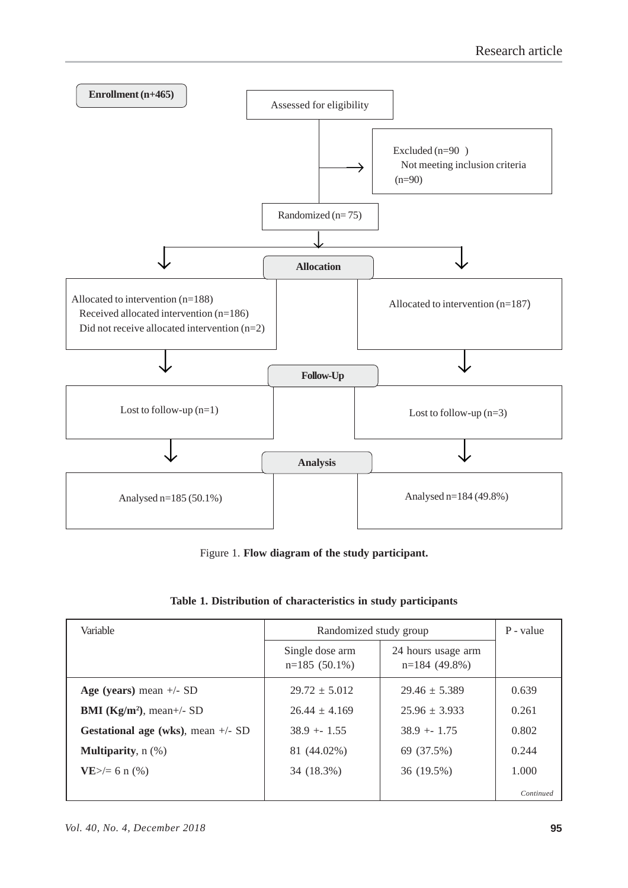Enrollment (n+465)

Assessed for eligibility

Excluded (n=90 )
Not meeting inclusion criteria (n=90)

Randomized (n= 75)

**Allocation**

Allocated to intervention (n=188)
Received allocated intervention (n=186)
Did not receive allocated intervention (n=2)

Allocated to intervention (n=187)

**Follow-Up**

Lost to follow-up (n=1)

Lost to follow-up (n=3)

**Analysis**

Analysed n=185 (50.1%)

Analysed n=184 (49.8%)

Figure 1. **Flow diagram of the study participant.**

**Table 1. Distribution of characteristics in study participants**

| Variable | Randomized study group | | P - value |
|---|---|---|---|
| | Single dose arm n=185 (50.1%) | 24 hours usage arm n=184 (49.8%) | |
| **Age (years)** mean +/- SD | 29.72 ± 5.012 | 29.46 ± 5.389 | 0.639 |
| **BMI (Kg/m²)**, mean+/- SD | 26.44 ± 4.169 | 25.96 ± 3.933 | 0.261 |
| **Gestational age (wks)**, mean +/- SD | 38.9 +- 1.55 | 38.9 +- 1.75 | 0.802 |
| **Multiparity**, n (%) | 81 (44.02%) | 69 (37.5%) | 0.244 |
| **VE**>/= 6 n (%) | 34 (18.3%) | 36 (19.5%) | 1.000 |

*Continued*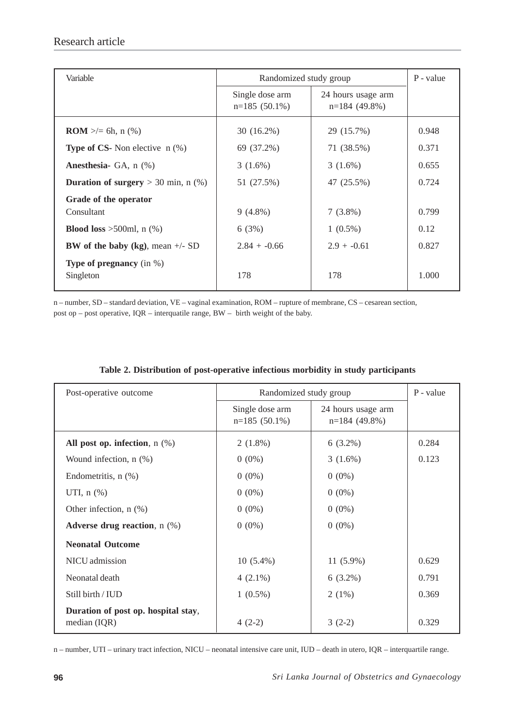| Variable | Randomized study group | | P - value |
|---|---|---|---|
| | Single dose arm n=185 (50.1%) | 24 hours usage arm n=184 (49.8%) | |
| **ROM** >/= 6h, n (%) | 30 (16.2%) | 29 (15.7%) | 0.948 |
| **Type of CS-** Non elective n (%) | 69 (37.2%) | 71 (38.5%) | 0.371 |
| **Anesthesia-** GA, n (%) | 3 (1.6%) | 3 (1.6%) | 0.655 |
| **Duration of surgery** > 30 min, n (%) | 51 (27.5%) | 47 (25.5%) | 0.724 |
| **Grade of the operator** Consultant | 9 (4.8%) | 7 (3.8%) | 0.799 |
| **Blood loss** >500ml, n (%) | 6 (3%) | 1 (0.5%) | 0.12 |
| **BW of the baby (kg)**, mean +/- SD | 2.84 + -0.66 | 2.9 + -0.61 | 0.827 |
| **Type of pregnancy** (in %) Singleton | 178 | 178 | 1.000 |

n – number, SD – standard deviation, VE – vaginal examination, ROM – rupture of membrane, CS – cesarean section, post op – post operative, IQR – interquatile range, BW – birth weight of the baby.

**Table 2. Distribution of post-operative infectious morbidity in study participants**

| Post-operative outcome | Randomized study group | | P - value |
|---|---|---|---|
| | Single dose arm n=185 (50.1%) | 24 hours usage arm n=184 (49.8%) | |
| **All post op. infection**, n (%) | 2 (1.8%) | 6 (3.2%) | 0.284 |
| Wound infection, n (%) | 0 (0%) | 3 (1.6%) | 0.123 |
| Endometritis, n (%) | 0 (0%) | 0 (0%) | |
| UTI, n (%) | 0 (0%) | 0 (0%) | |
| Other infection, n (%) | 0 (0%) | 0 (0%) | |
| **Adverse drug reaction**, n (%) | 0 (0%) | 0 (0%) | |
| **Neonatal Outcome** | | | |
| NICU admission | 10 (5.4%) | 11 (5.9%) | 0.629 |
| Neonatal death | 4 (2.1%) | 6 (3.2%) | 0.791 |
| Still birth / IUD | 1 (0.5%) | 2 (1%) | 0.369 |
| **Duration of post op. hospital stay**, median (IQR) | 4 (2-2) | 3 (2-2) | 0.329 |

n – number, UTI – urinary tract infection, NICU – neonatal intensive care unit, IUD – death in utero, IQR – interquartile range.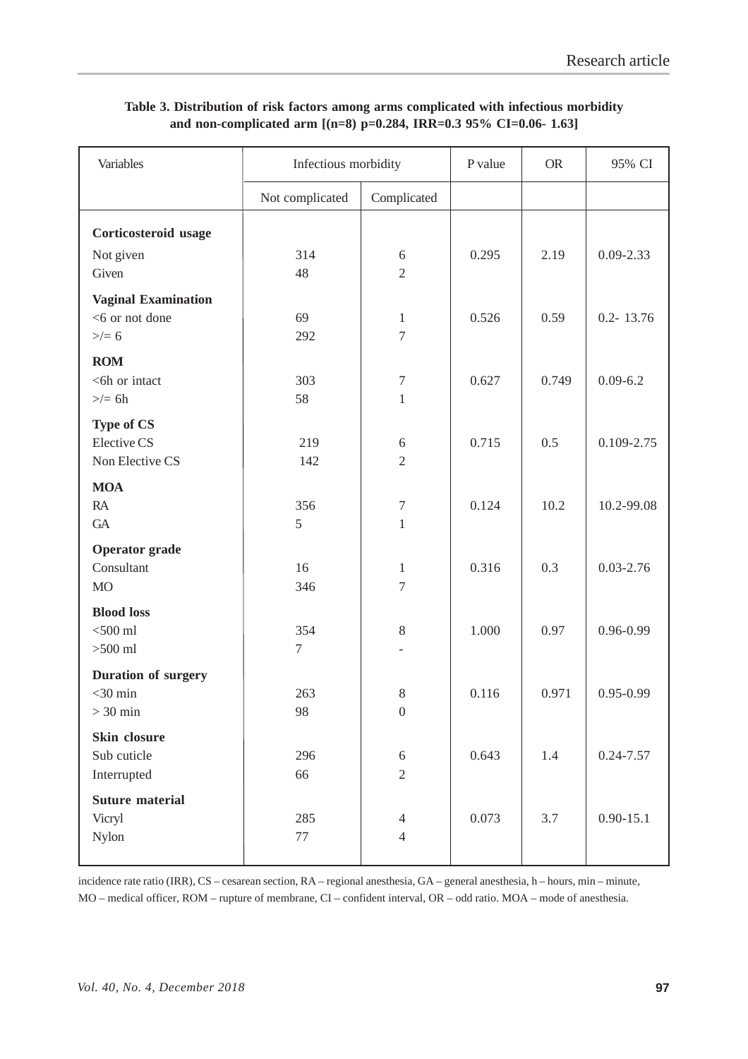**Table 3. Distribution of risk factors among arms complicated with infectious morbidity and non-complicated arm [(n=8) p=0.284, IRR=0.3 95% CI=0.06- 1.63]**

| Variables | Infectious morbidity | | P value | OR | 95% CI |
|---|---|---|---|---|---|
| | Not complicated | Complicated | | | |
| **Corticosteroid usage** | | | | | |
| Not given | 314 | 6 | 0.295 | 2.19 | 0.09-2.33 |
| Given | 48 | 2 | | | |
| **Vaginal Examination** | | | | | |
| <6 or not done | 69 | 1 | 0.526 | 0.59 | 0.2- 13.76 |
| >/= 6 | 292 | 7 | | | |
| **ROM** | | | | | |
| <6h or intact | 303 | 7 | 0.627 | 0.749 | 0.09-6.2 |
| >/= 6h | 58 | 1 | | | |
| **Type of CS** | | | | | |
| Elective CS | 219 | 6 | 0.715 | 0.5 | 0.109-2.75 |
| Non Elective CS | 142 | 2 | | | |
| **MOA** | | | | | |
| RA | 356 | 7 | 0.124 | 10.2 | 10.2-99.08 |
| GA | 5 | 1 | | | |
| **Operator grade** | | | | | |
| Consultant | 16 | 1 | 0.316 | 0.3 | 0.03-2.76 |
| MO | 346 | 7 | | | |
| **Blood loss** | | | | | |
| <500 ml | 354 | 8 | 1.000 | 0.97 | 0.96-0.99 |
| >500 ml | 7 | - | | | |
| **Duration of surgery** | | | | | |
| <30 min | 263 | 8 | 0.116 | 0.971 | 0.95-0.99 |
| > 30 min | 98 | 0 | | | |
| **Skin closure** | | | | | |
| Sub cuticle | 296 | 6 | 0.643 | 1.4 | 0.24-7.57 |
| Interrupted | 66 | 2 | | | |
| **Suture material** | | | | | |
| Vicryl | 285 | 4 | 0.073 | 3.7 | 0.90-15.1 |
| Nylon | 77 | 4 | | | |

incidence rate ratio (IRR), CS – cesarean section, RA – regional anesthesia, GA – general anesthesia, h – hours, min – minute, MO – medical officer, ROM – rupture of membrane, CI – confident interval, OR – odd ratio. MOA – mode of anesthesia.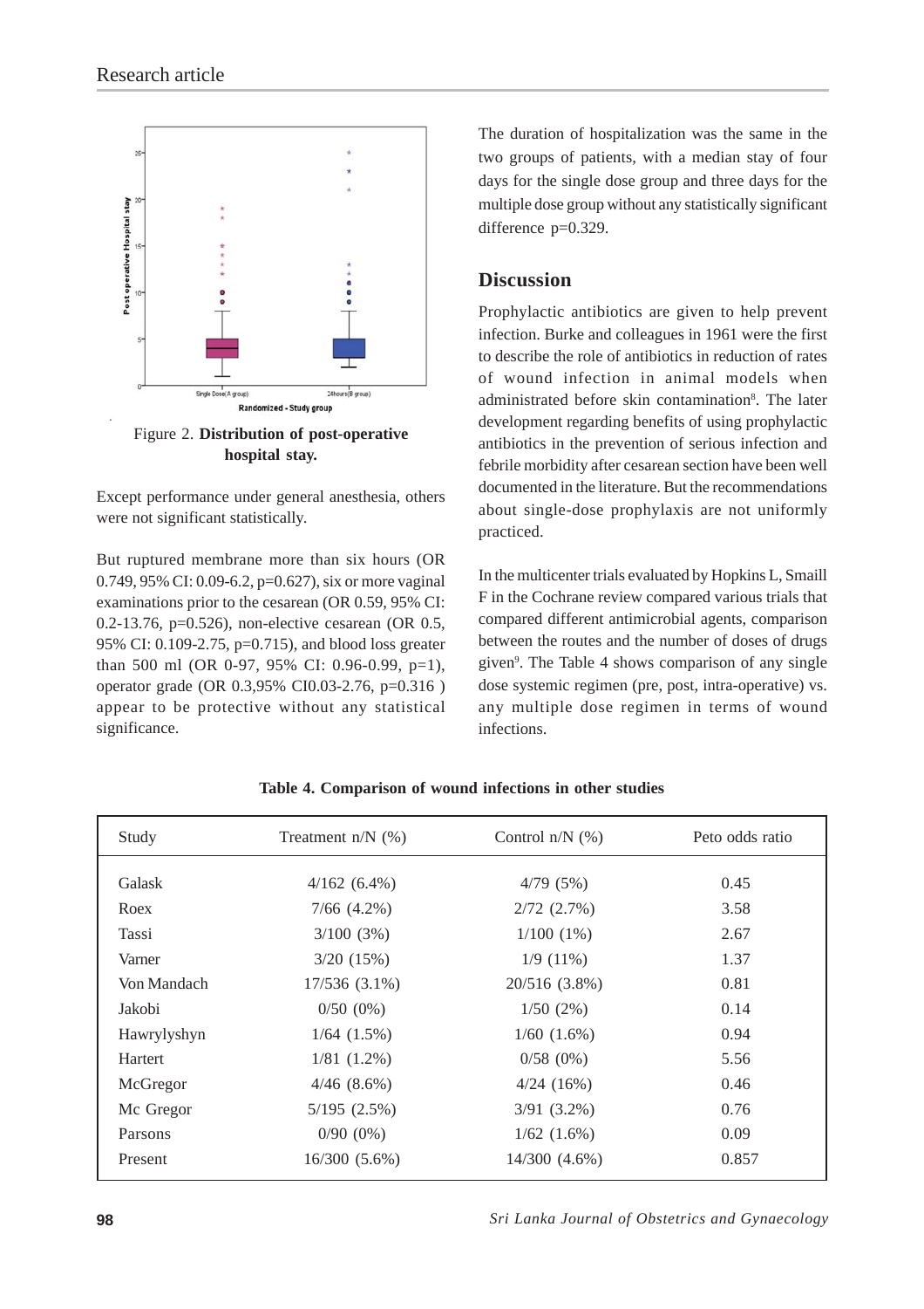Figure 2. **Distribution of post-operative hospital stay.**

Except performance under general anesthesia, others were not significant statistically.

But ruptured membrane more than six hours (OR 0.749, 95% CI: 0.09-6.2, p=0.627), six or more vaginal examinations prior to the cesarean (OR 0.59, 95% CI: 0.2-13.76, p=0.526), non-elective cesarean (OR 0.5, 95% CI: 0.109-2.75, p=0.715), and blood loss greater than 500 ml (OR 0-97, 95% CI: 0.96-0.99, p=1), operator grade (OR 0.3,95% CI0.03-2.76, p=0.316 ) appear to be protective without any statistical significance.

The duration of hospitalization was the same in the two groups of patients, with a median stay of four days for the single dose group and three days for the multiple dose group without any statistically significant difference p=0.329.

## Discussion

Prophylactic antibiotics are given to help prevent infection. Burke and colleagues in 1961 were the first to describe the role of antibiotics in reduction of rates of wound infection in animal models when administrated before skin contamination[8]. The later development regarding benefits of using prophylactic antibiotics in the prevention of serious infection and febrile morbidity after cesarean section have been well documented in the literature. But the recommendations about single-dose prophylaxis are not uniformly practiced.

In the multicenter trials evaluated by Hopkins L, Smaill F in the Cochrane review compared various trials that compared different antimicrobial agents, comparison between the routes and the number of doses of drugs given[9]. The Table 4 shows comparison of any single dose systemic regimen (pre, post, intra-operative) vs. any multiple dose regimen in terms of wound infections.

**Table 4. Comparison of wound infections in other studies**

| Study | Treatment n/N (%) | Control n/N (%) | Peto odds ratio |
|---|---|---|---|
| Galask | 4/162 (6.4%) | 4/79 (5%) | 0.45 |
| Roex | 7/66 (4.2%) | 2/72 (2.7%) | 3.58 |
| Tassi | 3/100 (3%) | 1/100 (1%) | 2.67 |
| Varner | 3/20 (15%) | 1/9 (11%) | 1.37 |
| Von Mandach | 17/536 (3.1%) | 20/516 (3.8%) | 0.81 |
| Jakobi | 0/50 (0%) | 1/50 (2%) | 0.14 |
| Hawrylyshyn | 1/64 (1.5%) | 1/60 (1.6%) | 0.94 |
| Hartert | 1/81 (1.2%) | 0/58 (0%) | 5.56 |
| McGregor | 4/46 (8.6%) | 4/24 (16%) | 0.46 |
| Mc Gregor | 5/195 (2.5%) | 3/91 (3.2%) | 0.76 |
| Parsons | 0/90 (0%) | 1/62 (1.6%) | 0.09 |
| Present | 16/300 (5.6%) | 14/300 (4.6%) | 0.857 |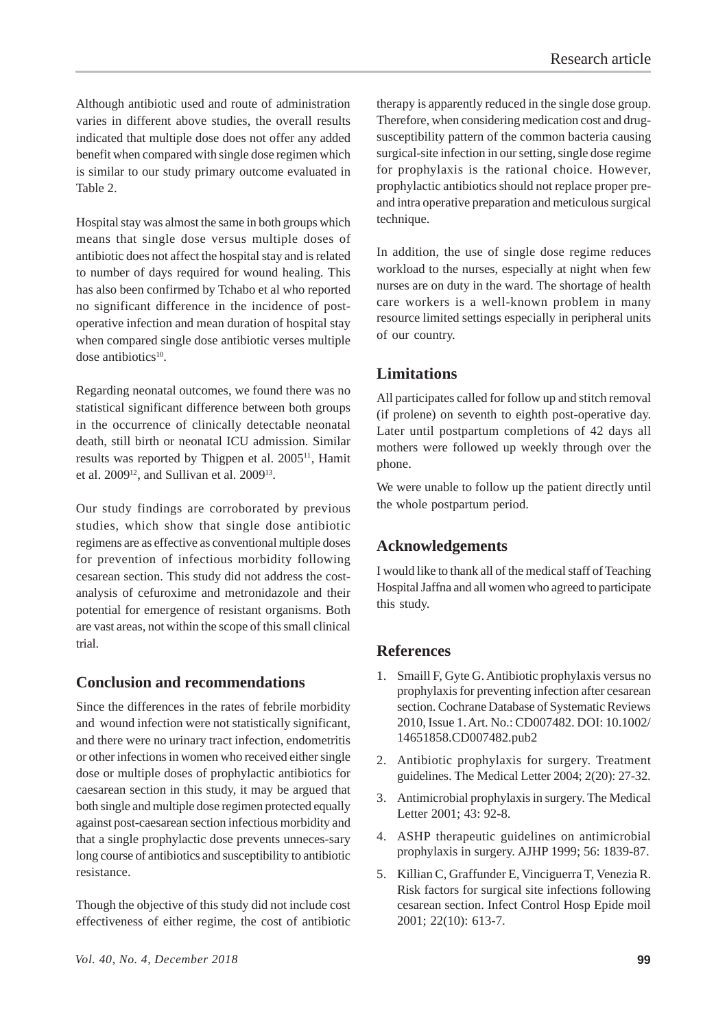Although antibiotic used and route of administration varies in different above studies, the overall results indicated that multiple dose does not offer any added benefit when compared with single dose regimen which is similar to our study primary outcome evaluated in Table 2.

Hospital stay was almost the same in both groups which means that single dose versus multiple doses of antibiotic does not affect the hospital stay and is related to number of days required for wound healing. This has also been confirmed by Tchabo et al who reported no significant difference in the incidence of post-operative infection and mean duration of hospital stay when compared single dose antibiotic verses multiple dose antibiotics[10].

Regarding neonatal outcomes, we found there was no statistical significant difference between both groups in the occurrence of clinically detectable neonatal death, still birth or neonatal ICU admission. Similar results was reported by Thigpen et al. 2005[11], Hamit et al. 2009[12], and Sullivan et al. 2009[13].

Our study findings are corroborated by previous studies, which show that single dose antibiotic regimens are as effective as conventional multiple doses for prevention of infectious morbidity following cesarean section. This study did not address the cost-analysis of cefuroxime and metronidazole and their potential for emergence of resistant organisms. Both are vast areas, not within the scope of this small clinical trial.

## Conclusion and recommendations

Since the differences in the rates of febrile morbidity and wound infection were not statistically significant, and there were no urinary tract infection, endometritis or other infections in women who received either single dose or multiple doses of prophylactic antibiotics for caesarean section in this study, it may be argued that both single and multiple dose regimen protected equally against post-caesarean section infectious morbidity and that a single prophylactic dose prevents unneces-sary long course of antibiotics and susceptibility to antibiotic resistance.

Though the objective of this study did not include cost effectiveness of either regime, the cost of antibiotic therapy is apparently reduced in the single dose group. Therefore, when considering medication cost and drug-susceptibility pattern of the common bacteria causing surgical-site infection in our setting, single dose regime for prophylaxis is the rational choice. However, prophylactic antibiotics should not replace proper pre- and intra operative preparation and meticulous surgical technique.

In addition, the use of single dose regime reduces workload to the nurses, especially at night when few nurses are on duty in the ward. The shortage of health care workers is a well-known problem in many resource limited settings especially in peripheral units of our country.

## Limitations

All participates called for follow up and stitch removal (if prolene) on seventh to eighth post-operative day. Later until postpartum completions of 42 days all mothers were followed up weekly through over the phone.

We were unable to follow up the patient directly until the whole postpartum period.

## Acknowledgements

I would like to thank all of the medical staff of Teaching Hospital Jaffna and all women who agreed to participate this study.

## References

1. Smaill F, Gyte G. Antibiotic prophylaxis versus no prophylaxis for preventing infection after cesarean section. Cochrane Database of Systematic Reviews 2010, Issue 1. Art. No.: CD007482. DOI: 10.1002/14651858.CD007482.pub2
2. Antibiotic prophylaxis for surgery. Treatment guidelines. The Medical Letter 2004; 2(20): 27-32.
3. Antimicrobial prophylaxis in surgery. The Medical Letter 2001; 43: 92-8.
4. ASHP therapeutic guidelines on antimicrobial prophylaxis in surgery. AJHP 1999; 56: 1839-87.
5. Killian C, Graffunder E, Vinciguerra T, Venezia R. Risk factors for surgical site infections following cesarean section. Infect Control Hosp Epide moil 2001; 22(10): 613-7.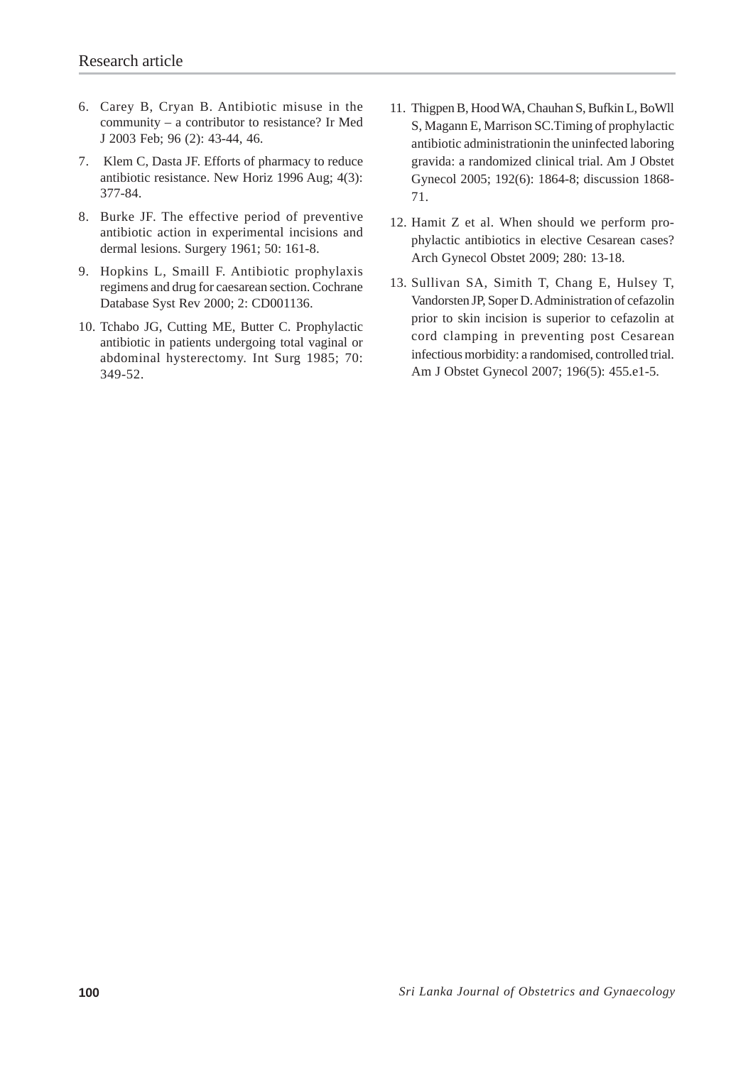6. Carey B, Cryan B. Antibiotic misuse in the community – a contributor to resistance? Ir Med J 2003 Feb; 96 (2): 43-44, 46.

7. Klem C, Dasta JF. Efforts of pharmacy to reduce antibiotic resistance. New Horiz 1996 Aug; 4(3): 377-84.

8. Burke JF. The effective period of preventive antibiotic action in experimental incisions and dermal lesions. Surgery 1961; 50: 161-8.

9. Hopkins L, Smaill F. Antibiotic prophylaxis regimens and drug for caesarean section. Cochrane Database Syst Rev 2000; 2: CD001136.

10. Tchabo JG, Cutting ME, Butter C. Prophylactic antibiotic in patients undergoing total vaginal or abdominal hysterectomy. Int Surg 1985; 70: 349-52.

11. Thigpen B, Hood WA, Chauhan S, Bufkin L, BoWll S, Magann E, Marrison SC.Timing of prophylactic antibiotic administrationin the uninfected laboring gravida: a randomized clinical trial. Am J Obstet Gynecol 2005; 192(6): 1864-8; discussion 1868-71.

12. Hamit Z et al. When should we perform prophylactic antibiotics in elective Cesarean cases? Arch Gynecol Obstet 2009; 280: 13-18.

13. Sullivan SA, Simith T, Chang E, Hulsey T, Vandorsten JP, Soper D. Administration of cefazolin prior to skin incision is superior to cefazolin at cord clamping in preventing post Cesarean infectious morbidity: a randomised, controlled trial. Am J Obstet Gynecol 2007; 196(5): 455.e1-5.